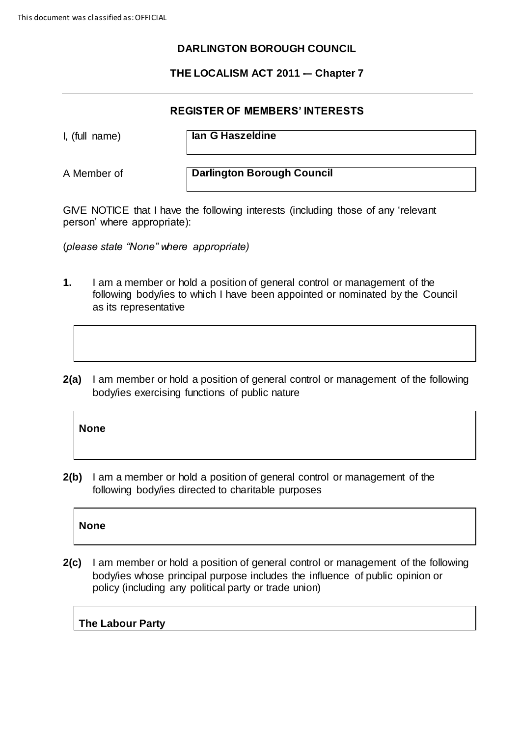This document was classified as: OFFICIAL

**DARLINGTON BOROUGH COUNCIL**

**THE LOCALISM ACT 2011 — Chapter 7**

---

**REGISTER OF MEMBERS' INTERESTS**

I, (full name) **Ian G Haszeldine**

A Member of **Darlington Borough Council**

GIVE NOTICE that I have the following interests (including those of any 'relevant person' where appropriate):

(*please state "None" where appropriate*)

**1.** I am a member or hold a position of general control or management of the following body/ies to which I have been appointed or nominated by the Council as its representative

**2(a)** I am member or hold a position of general control or management of the following body/ies exercising functions of public nature

**None**

**2(b)** I am a member or hold a position of general control or management of the following body/ies directed to charitable purposes

**None**

**2(c)** I am member or hold a position of general control or management of the following body/ies whose principal purpose includes the influence of public opinion or policy (including any political party or trade union)

**The Labour Party**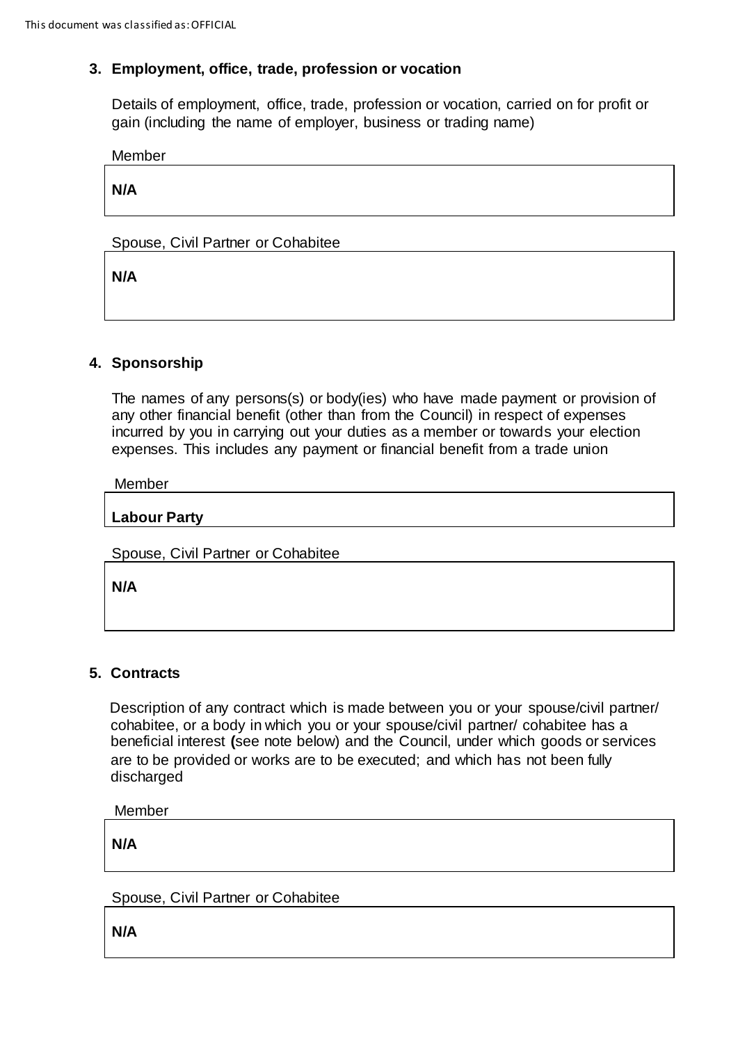## 3. Employment, office, trade, profession or vocation

Details of employment, office, trade, profession or vocation, carried on for profit or gain (including the name of employer, business or trading name)

Member

**N/A**

Spouse, Civil Partner or Cohabitee

**N/A**

## 4. Sponsorship

The names of any persons(s) or body(ies) who have made payment or provision of any other financial benefit (other than from the Council) in respect of expenses incurred by you in carrying out your duties as a member or towards your election expenses. This includes any payment or financial benefit from a trade union

Member

**Labour Party**

Spouse, Civil Partner or Cohabitee

**N/A**

## 5. Contracts

Description of any contract which is made between you or your spouse/civil partner/ cohabitee, or a body in which you or your spouse/civil partner/ cohabitee has a beneficial interest **(**see note below) and the Council, under which goods or services are to be provided or works are to be executed; and which has not been fully discharged

Member

**N/A**

Spouse, Civil Partner or Cohabitee

**N/A**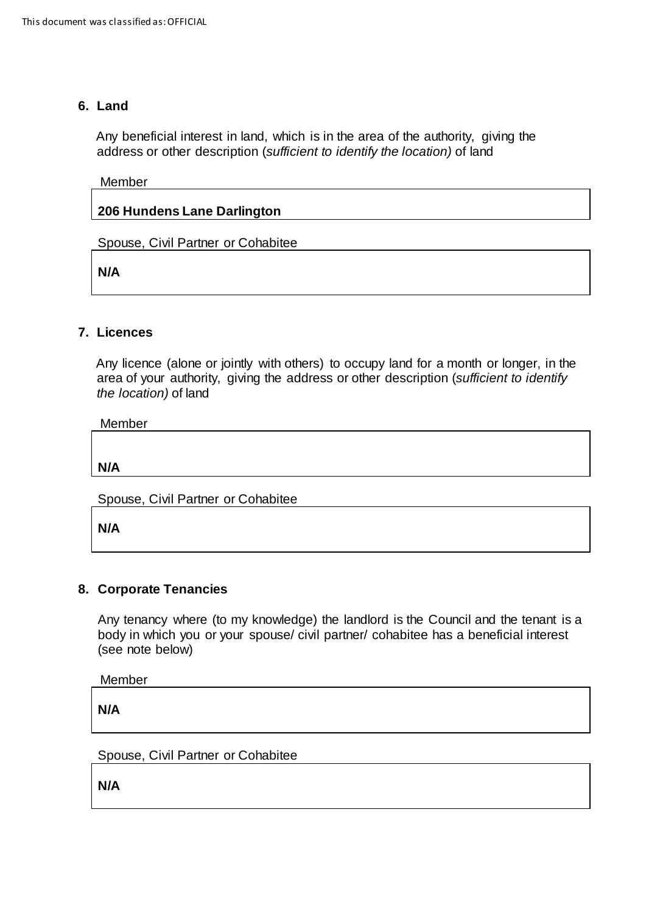## 6. Land

Any beneficial interest in land, which is in the area of the authority, giving the address or other description (*sufficient to identify the location)* of land

Member

**206 Hundens Lane Darlington**

Spouse, Civil Partner or Cohabitee

**N/A**

## 7. Licences

Any licence (alone or jointly with others) to occupy land for a month or longer, in the area of your authority, giving the address or other description (*sufficient to identify the location)* of land

Member

**N/A**

Spouse, Civil Partner or Cohabitee

**N/A**

## 8. Corporate Tenancies

Any tenancy where (to my knowledge) the landlord is the Council and the tenant is a body in which you or your spouse/ civil partner/ cohabitee has a beneficial interest (see note below)

Member

**N/A**

Spouse, Civil Partner or Cohabitee

**N/A**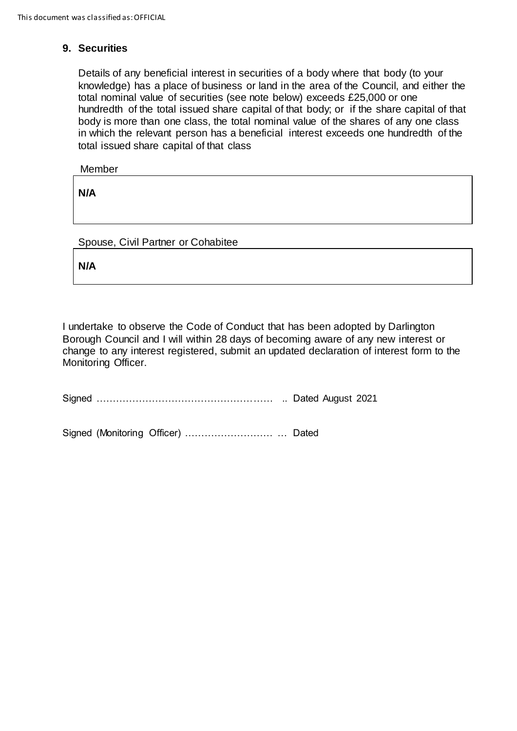## 9. Securities

Details of any beneficial interest in securities of a body where that body (to your knowledge) has a place of business or land in the area of the Council, and either the total nominal value of securities (see note below) exceeds £25,000 or one hundredth of the total issued share capital of that body; or if the share capital of that body is more than one class, the total nominal value of the shares of any one class in which the relevant person has a beneficial interest exceeds one hundredth of the total issued share capital of that class

Member

| **N/A** |
|---|

Spouse, Civil Partner or Cohabitee

| **N/A** |
|---|

I undertake to observe the Code of Conduct that has been adopted by Darlington Borough Council and I will within 28 days of becoming aware of any new interest or change to any interest registered, submit an updated declaration of interest form to the Monitoring Officer.

Signed ……………………………………………… .. Dated August 2021

Signed (Monitoring Officer) ……………………… … Dated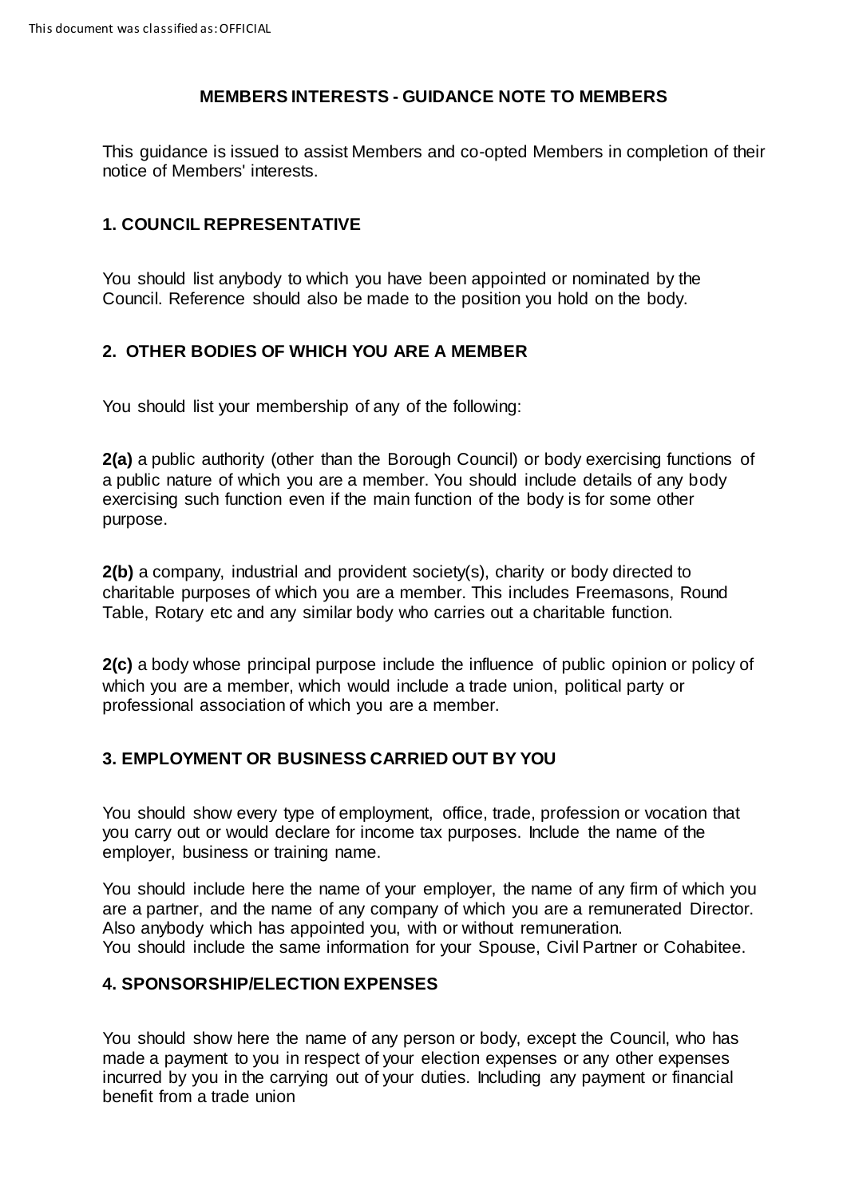# MEMBERS INTERESTS - GUIDANCE NOTE TO MEMBERS

This guidance is issued to assist Members and co-opted Members in completion of their notice of Members' interests.

## 1. COUNCIL REPRESENTATIVE

You should list anybody to which you have been appointed or nominated by the Council. Reference should also be made to the position you hold on the body.

## 2. OTHER BODIES OF WHICH YOU ARE A MEMBER

You should list your membership of any of the following:

**2(a)** a public authority (other than the Borough Council) or body exercising functions of a public nature of which you are a member. You should include details of any body exercising such function even if the main function of the body is for some other purpose.

**2(b)** a company, industrial and provident society(s), charity or body directed to charitable purposes of which you are a member. This includes Freemasons, Round Table, Rotary etc and any similar body who carries out a charitable function.

**2(c)** a body whose principal purpose include the influence of public opinion or policy of which you are a member, which would include a trade union, political party or professional association of which you are a member.

## 3. EMPLOYMENT OR BUSINESS CARRIED OUT BY YOU

You should show every type of employment, office, trade, profession or vocation that you carry out or would declare for income tax purposes. Include the name of the employer, business or training name.

You should include here the name of your employer, the name of any firm of which you are a partner, and the name of any company of which you are a remunerated Director. Also anybody which has appointed you, with or without remuneration.
You should include the same information for your Spouse, Civil Partner or Cohabitee.

## 4. SPONSORSHIP/ELECTION EXPENSES

You should show here the name of any person or body, except the Council, who has made a payment to you in respect of your election expenses or any other expenses incurred by you in the carrying out of your duties. Including any payment or financial benefit from a trade union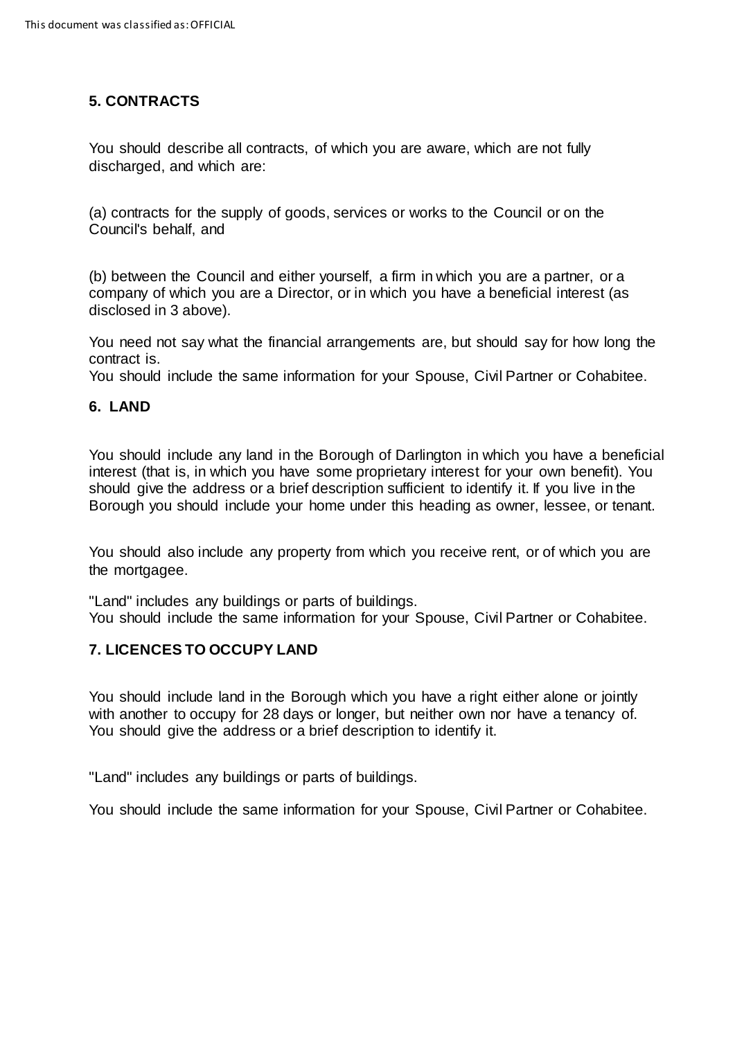## 5. CONTRACTS

You should describe all contracts, of which you are aware, which are not fully discharged, and which are:

(a) contracts for the supply of goods, services or works to the Council or on the Council's behalf, and

(b) between the Council and either yourself, a firm in which you are a partner, or a company of which you are a Director, or in which you have a beneficial interest (as disclosed in 3 above).

You need not say what the financial arrangements are, but should say for how long the contract is.
You should include the same information for your Spouse, Civil Partner or Cohabitee.

## 6. LAND

You should include any land in the Borough of Darlington in which you have a beneficial interest (that is, in which you have some proprietary interest for your own benefit). You should give the address or a brief description sufficient to identify it. If you live in the Borough you should include your home under this heading as owner, lessee, or tenant.

You should also include any property from which you receive rent, or of which you are the mortgagee.

"Land" includes any buildings or parts of buildings.
You should include the same information for your Spouse, Civil Partner or Cohabitee.

## 7. LICENCES TO OCCUPY LAND

You should include land in the Borough which you have a right either alone or jointly with another to occupy for 28 days or longer, but neither own nor have a tenancy of. You should give the address or a brief description to identify it.

"Land" includes any buildings or parts of buildings.

You should include the same information for your Spouse, Civil Partner or Cohabitee.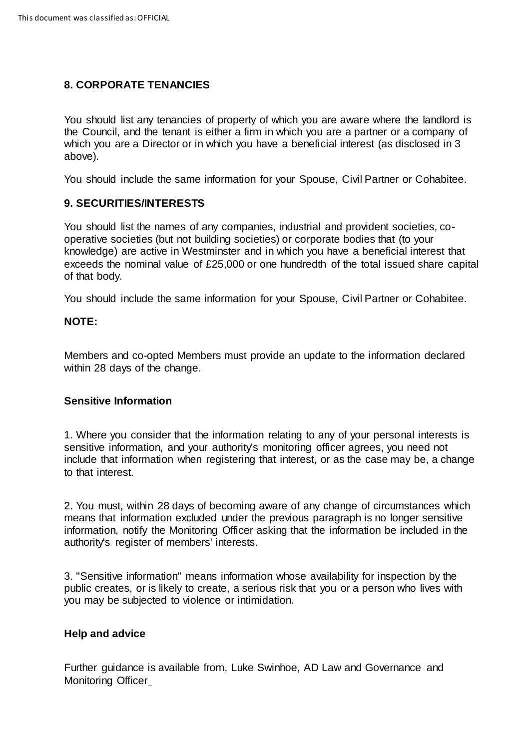## 8. CORPORATE TENANCIES

You should list any tenancies of property of which you are aware where the landlord is the Council, and the tenant is either a firm in which you are a partner or a company of which you are a Director or in which you have a beneficial interest (as disclosed in 3 above).

You should include the same information for your Spouse, Civil Partner or Cohabitee.

## 9. SECURITIES/INTERESTS

You should list the names of any companies, industrial and provident societies, co-operative societies (but not building societies) or corporate bodies that (to your knowledge) are active in Westminster and in which you have a beneficial interest that exceeds the nominal value of £25,000 or one hundredth of the total issued share capital of that body.

You should include the same information for your Spouse, Civil Partner or Cohabitee.

**NOTE:**

Members and co-opted Members must provide an update to the information declared within 28 days of the change.

### Sensitive Information

1. Where you consider that the information relating to any of your personal interests is sensitive information, and your authority's monitoring officer agrees, you need not include that information when registering that interest, or as the case may be, a change to that interest.

2. You must, within 28 days of becoming aware of any change of circumstances which means that information excluded under the previous paragraph is no longer sensitive information, notify the Monitoring Officer asking that the information be included in the authority's register of members' interests.

3. "Sensitive information" means information whose availability for inspection by the public creates, or is likely to create, a serious risk that you or a person who lives with you may be subjected to violence or intimidation.

### Help and advice

Further guidance is available from, Luke Swinhoe, AD Law and Governance and Monitoring Officer